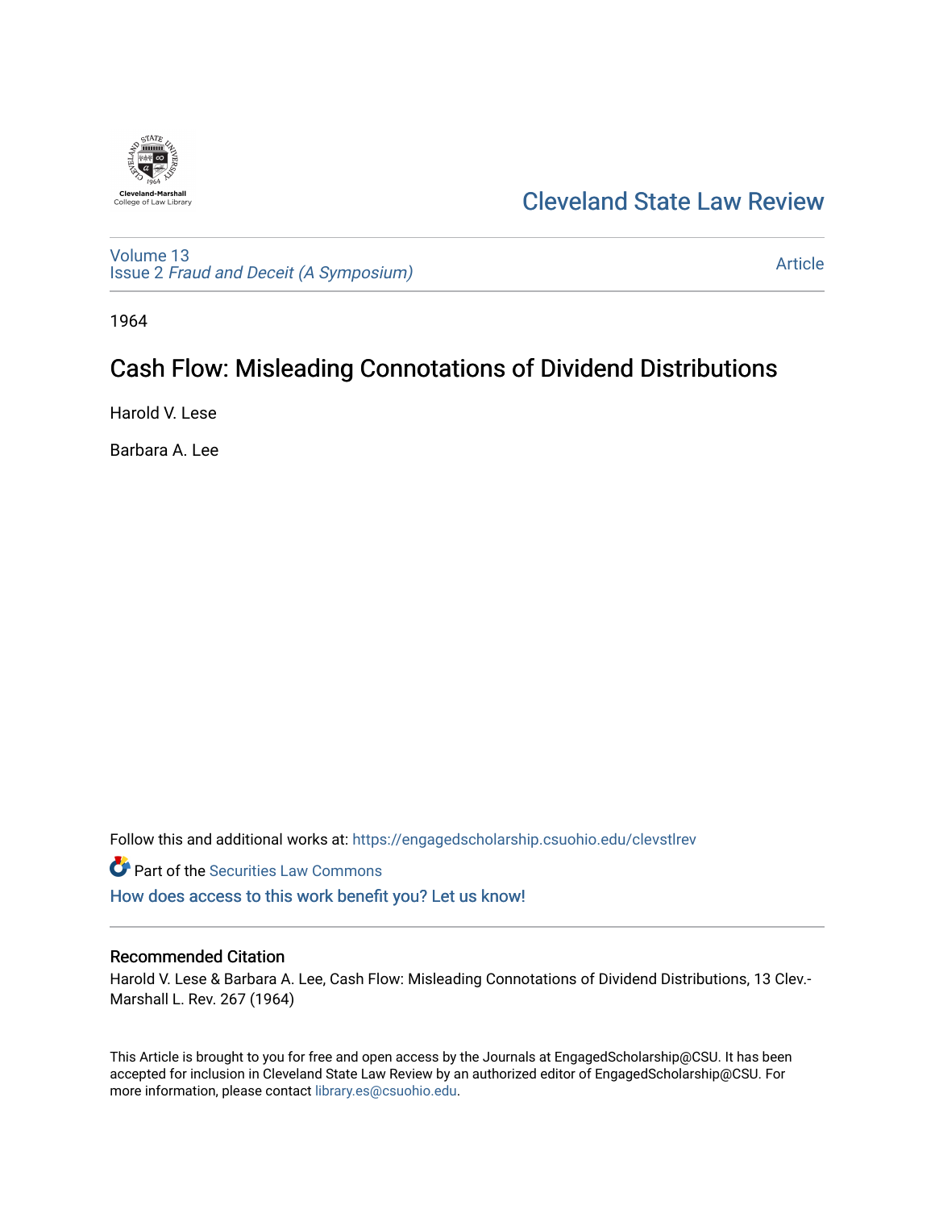Cleveland-Marshall
College of Law Library

# Cleveland State Law Review

Volume 13
Issue 2 *Fraud and Deceit (A Symposium)*

Article

1964

## Cash Flow: Misleading Connotations of Dividend Distributions

Harold V. Lese

Barbara A. Lee

Follow this and additional works at: https://engagedscholarship.csuohio.edu/clevstlrev

Part of the Securities Law Commons

How does access to this work benefit you? Let us know!

### Recommended Citation

Harold V. Lese & Barbara A. Lee, Cash Flow: Misleading Connotations of Dividend Distributions, 13 Clev.-Marshall L. Rev. 267 (1964)

This Article is brought to you for free and open access by the Journals at EngagedScholarship@CSU. It has been accepted for inclusion in Cleveland State Law Review by an authorized editor of EngagedScholarship@CSU. For more information, please contact library.es@csuohio.edu.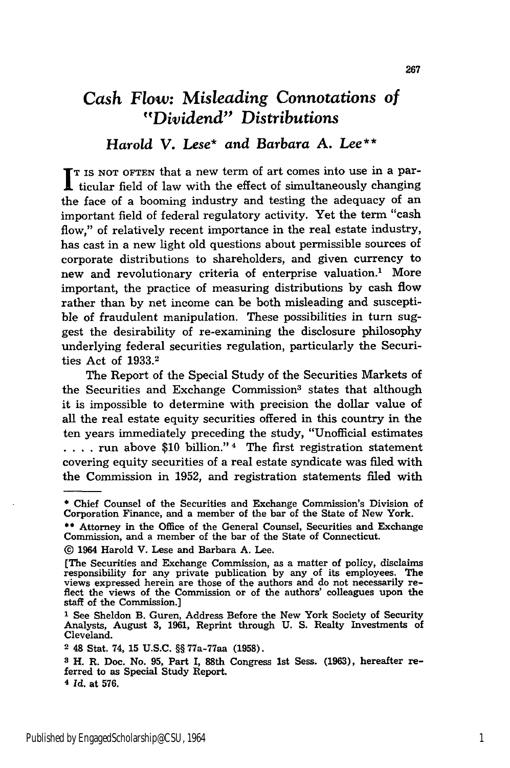# *Cash Flow: Misleading Connotations of "Dividend" Distributions*

### *Harold V. Lese\* and Barbara A. Lee\*\**

It is not often that a new term of art comes into use in a particular field of law with the effect of simultaneously changing the face of a booming industry and testing the adequacy of an important field of federal regulatory activity. Yet the term "cash flow," of relatively recent importance in the real estate industry, has cast in a new light old questions about permissible sources of corporate distributions to shareholders, and given currency to new and revolutionary criteria of enterprise valuation.[1] More important, the practice of measuring distributions by cash flow rather than by net income can be both misleading and susceptible of fraudulent manipulation. These possibilities in turn suggest the desirability of re-examining the disclosure philosophy underlying federal securities regulation, particularly the Securities Act of 1933.[2]

The Report of the Special Study of the Securities Markets of the Securities and Exchange Commission[3] states that although it is impossible to determine with precision the dollar value of all the real estate equity securities offered in this country in the ten years immediately preceding the study, "Unofficial estimates . . . . run above $10 billion."[4] The first registration statement covering equity securities of a real estate syndicate was filed with the Commission in 1952, and registration statements filed with

---

\* Chief Counsel of the Securities and Exchange Commission's Division of Corporation Finance, and a member of the bar of the State of New York.

\*\* Attorney in the Office of the General Counsel, Securities and Exchange Commission, and a member of the bar of the State of Connecticut.

© 1964 Harold V. Lese and Barbara A. Lee.

[The Securities and Exchange Commission, as a matter of policy, disclaims responsibility for any private publication by any of its employees. The views expressed herein are those of the authors and do not necessarily reflect the views of the Commission or of the authors' colleagues upon the staff of the Commission.]

[1] See Sheldon B. Guren, Address Before the New York Society of Security Analysts, August 3, 1961, Reprint through U. S. Realty Investments of Cleveland.

[2] 48 Stat. 74, 15 U.S.C. §§ 77a-77aa (1958).

[3] H. R. Doc. No. 95, Part I, 88th Congress 1st Sess. (1963), hereafter referred to as Special Study Report.

[4] *Id.* at 576.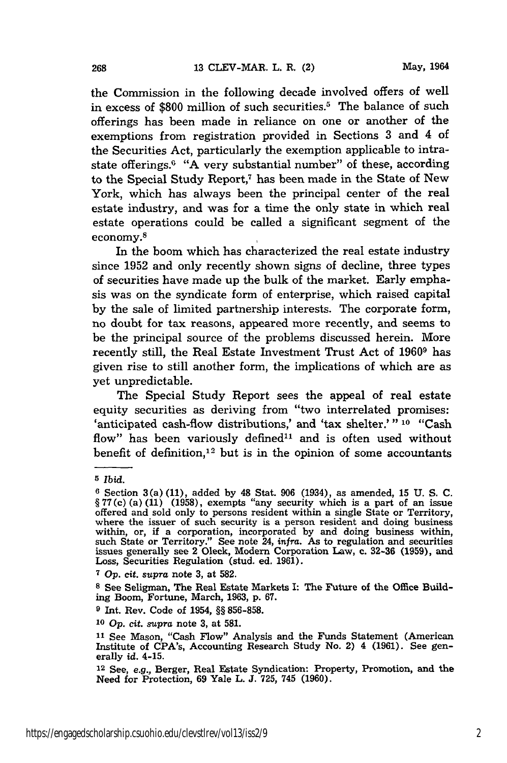the Commission in the following decade involved offers of well in excess of $800 million of such securities.[5] The balance of such offerings has been made in reliance on one or another of the exemptions from registration provided in Sections 3 and 4 of the Securities Act, particularly the exemption applicable to intrastate offerings.[6] "A very substantial number" of these, according to the Special Study Report,[7] has been made in the State of New York, which has always been the principal center of the real estate industry, and was for a time the only state in which real estate operations could be called a significant segment of the economy.[8]

In the boom which has characterized the real estate industry since 1952 and only recently shown signs of decline, three types of securities have made up the bulk of the market. Early emphasis was on the syndicate form of enterprise, which raised capital by the sale of limited partnership interests. The corporate form, no doubt for tax reasons, appeared more recently, and seems to be the principal source of the problems discussed herein. More recently still, the Real Estate Investment Trust Act of 1960[9] has given rise to still another form, the implications of which are as yet unpredictable.

The Special Study Report sees the appeal of real estate equity securities as deriving from "two interrelated promises: 'anticipated cash-flow distributions,' and 'tax shelter.'"[10] "Cash flow" has been variously defined[11] and is often used without benefit of definition,[12] but is in the opinion of some accountants

---

[5] *Ibid.*

[6] Section 3(a)(11), added by 48 Stat. 906 (1934), as amended, 15 U. S. C. § 77(c)(a)(11) (1958), exempts "any security which is a part of an issue offered and sold only to persons resident within a single State or Territory, where the issuer of such security is a person resident and doing business within, or, if a corporation, incorporated by and doing business within, such State or Territory." See note 24, *infra*. As to regulation and securities issues generally see 2 Oleck, Modern Corporation Law, c. 32-36 (1959), and Loss, Securities Regulation (stud. ed. 1961).

[7] *Op. cit. supra* note 3, at 582.

[8] See Seligman, The Real Estate Markets I: The Future of the Office Building Boom, Fortune, March, 1963, p. 67.

[9] Int. Rev. Code of 1954, §§ 856-858.

[10] *Op. cit. supra* note 3, at 581.

[11] See Mason, "Cash Flow" Analysis and the Funds Statement (American Institute of CPA's, Accounting Research Study No. 2) 4 (1961). See generally *id.* 4-15.

[12] See, *e.g.*, Berger, Real Estate Syndication: Property, Promotion, and the Need for Protection, 69 Yale L. J. 725, 745 (1960).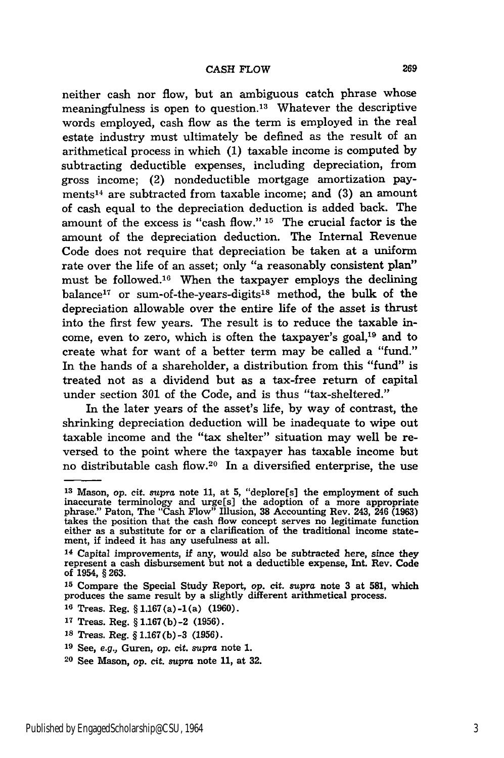neither cash nor flow, but an ambiguous catch phrase whose meaningfulness is open to question.[13] Whatever the descriptive words employed, cash flow as the term is employed in the real estate industry must ultimately be defined as the result of an arithmetical process in which (1) taxable income is computed by subtracting deductible expenses, including depreciation, from gross income; (2) nondeductible mortgage amortization payments[14] are subtracted from taxable income; and (3) an amount of cash equal to the depreciation deduction is added back. The amount of the excess is "cash flow." [15] The crucial factor is the amount of the depreciation deduction. The Internal Revenue Code does not require that depreciation be taken at a uniform rate over the life of an asset; only "a reasonably consistent plan" must be followed.[16] When the taxpayer employs the declining balance[17] or sum-of-the-years-digits[18] method, the bulk of the depreciation allowable over the entire life of the asset is thrust into the first few years. The result is to reduce the taxable income, even to zero, which is often the taxpayer's goal,[19] and to create what for want of a better term may be called a "fund." In the hands of a shareholder, a distribution from this "fund" is treated not as a dividend but as a tax-free return of capital under section 301 of the Code, and is thus "tax-sheltered."

In the later years of the asset's life, by way of contrast, the shrinking depreciation deduction will be inadequate to wipe out taxable income and the "tax shelter" situation may well be reversed to the point where the taxpayer has taxable income but no distributable cash flow.[20] In a diversified enterprise, the use

---

[13] Mason, *op. cit. supra* note 11, at 5, "deplore[s] the employment of such inaccurate terminology and urge[s] the adoption of a more appropriate phrase." Paton, The "Cash Flow" Illusion, 38 Accounting Rev. 243, 246 (1963) takes the position that the cash flow concept serves no legitimate function either as a substitute for or a clarification of the traditional income statement, if indeed it has any usefulness at all.

[14] Capital improvements, if any, would also be subtracted here, since they represent a cash disbursement but not a deductible expense, Int. Rev. Code of 1954, § 263.

[15] Compare the Special Study Report, *op. cit. supra* note 3 at 581, which produces the same result by a slightly different arithmetical process.

[16] Treas. Reg. § 1.167(a)-1(a) (1960).

[17] Treas. Reg. § 1.167(b)-2 (1956).

[18] Treas. Reg. § 1.167(b)-3 (1956).

[19] See, *e.g.*, Guren, *op. cit. supra* note 1.

[20] See Mason, *op. cit. supra* note 11, at 32.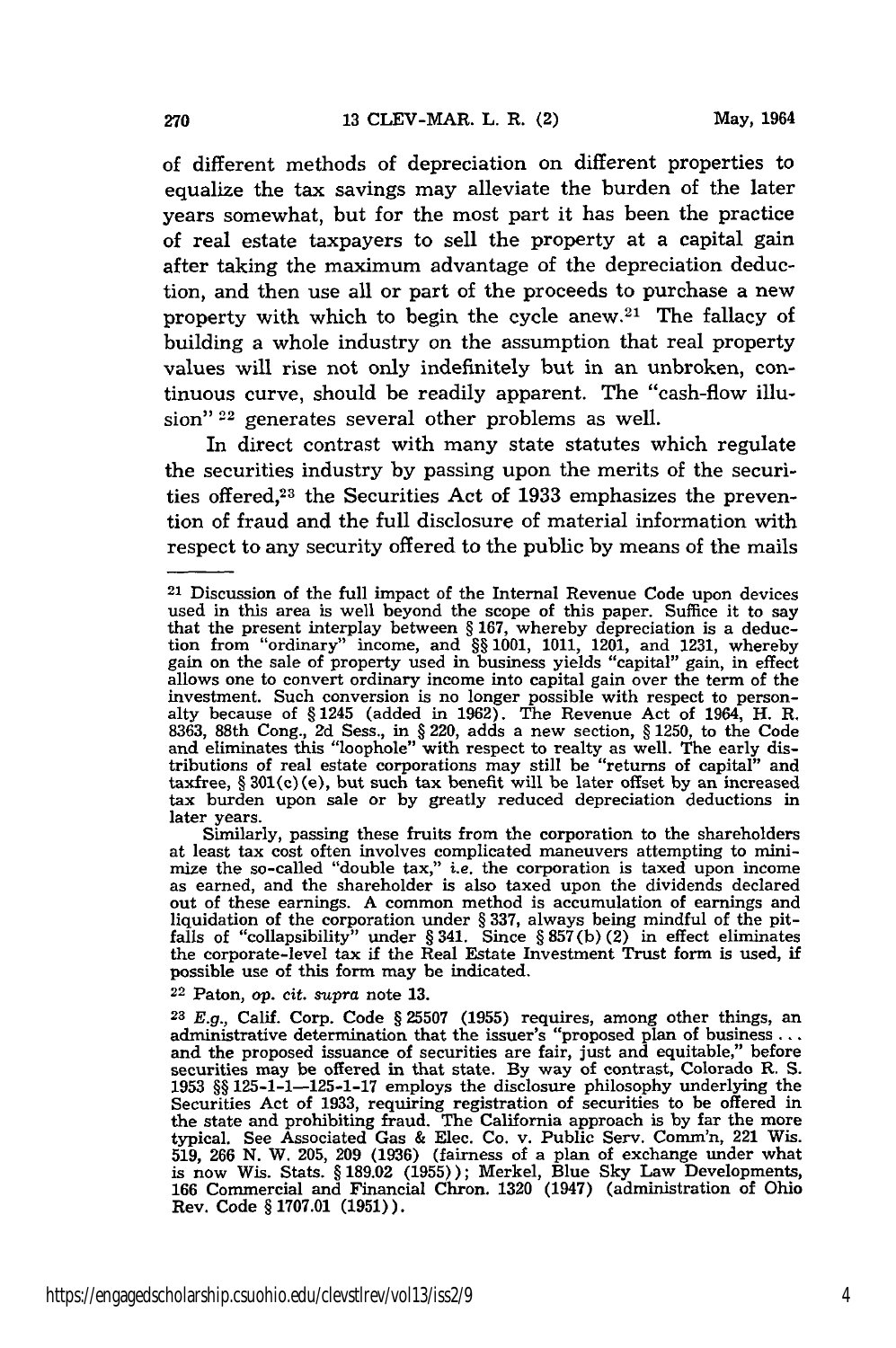of different methods of depreciation on different properties to equalize the tax savings may alleviate the burden of the later years somewhat, but for the most part it has been the practice of real estate taxpayers to sell the property at a capital gain after taking the maximum advantage of the depreciation deduction, and then use all or part of the proceeds to purchase a new property with which to begin the cycle anew.[21] The fallacy of building a whole industry on the assumption that real property values will rise not only indefinitely but in an unbroken, continuous curve, should be readily apparent. The "cash-flow illusion"[22] generates several other problems as well.

In direct contrast with many state statutes which regulate the securities industry by passing upon the merits of the securities offered,[23] the Securities Act of 1933 emphasizes the prevention of fraud and the full disclosure of material information with respect to any security offered to the public by means of the mails

---

[21] Discussion of the full impact of the Internal Revenue Code upon devices used in this area is well beyond the scope of this paper. Suffice it to say that the present interplay between § 167, whereby depreciation is a deduction from "ordinary" income, and §§ 1001, 1011, 1201, and 1231, whereby gain on the sale of property used in business yields "capital" gain, in effect allows one to convert ordinary income into capital gain over the term of the investment. Such conversion is no longer possible with respect to personalty because of § 1245 (added in 1962). The Revenue Act of 1964, H. R. 8363, 88th Cong., 2d Sess., in § 220, adds a new section, § 1250, to the Code and eliminates this "loophole" with respect to realty as well. The early distributions of real estate corporations may still be "returns of capital" and taxfree, § 301(c)(e), but such tax benefit will be later offset by an increased tax burden upon sale or by greatly reduced depreciation deductions in later years.

Similarly, passing these fruits from the corporation to the shareholders at least tax cost often involves complicated maneuvers attempting to minimize the so-called "double tax," *i.e.* the corporation is taxed upon income as earned, and the shareholder is also taxed upon the dividends declared out of these earnings. A common method is accumulation of earnings and liquidation of the corporation under § 337, always being mindful of the pitfalls of "collapsibility" under § 341. Since § 857(b)(2) in effect eliminates the corporate-level tax if the Real Estate Investment Trust form is used, if possible use of this form may be indicated.

[22] Paton, *op. cit. supra* note 13.

[23] *E.g.*, Calif. Corp. Code § 25507 (1955) requires, among other things, an administrative determination that the issuer's "proposed plan of business ... and the proposed issuance of securities are fair, just and equitable," before securities may be offered in that state. By way of contrast, Colorado R. S. 1953 §§ 125-1-1—125-1-17 employs the disclosure philosophy underlying the Securities Act of 1933, requiring registration of securities to be offered in the state and prohibiting fraud. The California approach is by far the more typical. See Associated Gas & Elec. Co. v. Public Serv. Comm'n, 221 Wis. 519, 266 N. W. 205, 209 (1936) (fairness of a plan of exchange under what is now Wis. Stats. § 189.02 (1955)); Merkel, Blue Sky Law Developments, 166 Commercial and Financial Chron. 1320 (1947) (administration of Ohio Rev. Code § 1707.01 (1951)).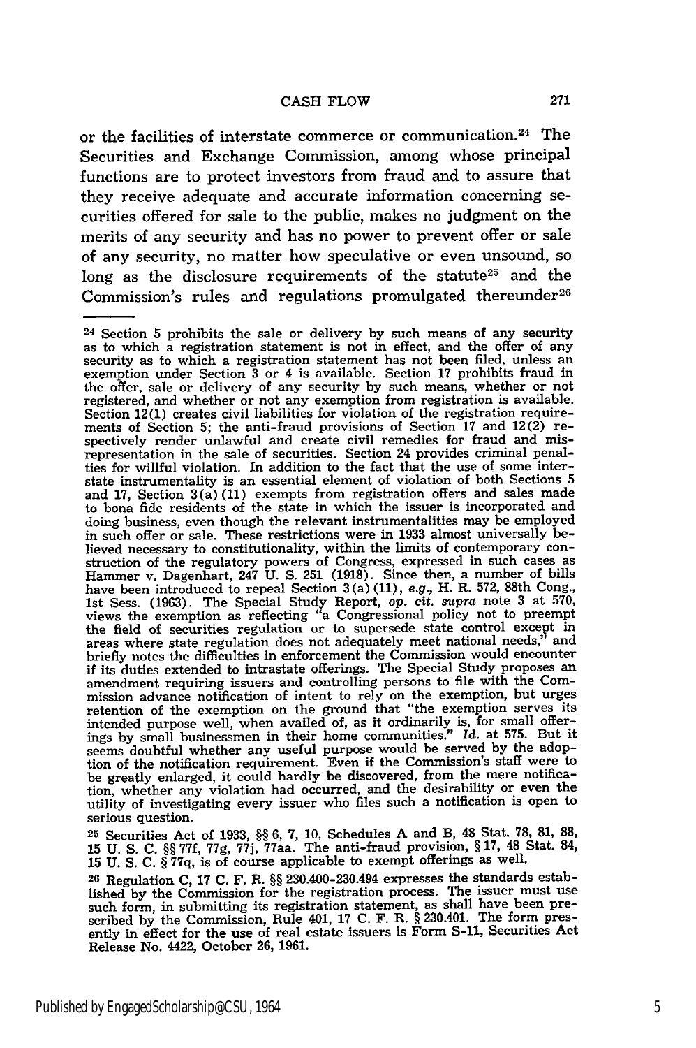or the facilities of interstate commerce or communication.[24] The Securities and Exchange Commission, among whose principal functions are to protect investors from fraud and to assure that they receive adequate and accurate information concerning securities offered for sale to the public, makes no judgment on the merits of any security and has no power to prevent offer or sale of any security, no matter how speculative or even unsound, so long as the disclosure requirements of the statute[25] and the Commission's rules and regulations promulgated thereunder[26]

---

[24] Section 5 prohibits the sale or delivery by such means of any security as to which a registration statement is not in effect, and the offer of any security as to which a registration statement has not been filed, unless an exemption under Section 3 or 4 is available. Section 17 prohibits fraud in the offer, sale or delivery of any security by such means, whether or not registered, and whether or not any exemption from registration is available. Section 12(1) creates civil liabilities for violation of the registration requirements of Section 5; the anti-fraud provisions of Section 17 and 12(2) respectively render unlawful and create civil remedies for fraud and misrepresentation in the sale of securities. Section 24 provides criminal penalties for willful violation. In addition to the fact that the use of some interstate instrumentality is an essential element of violation of both Sections 5 and 17, Section 3(a)(11) exempts from registration offers and sales made to bona fide residents of the state in which the issuer is incorporated and doing business, even though the relevant instrumentalities may be employed in such offer or sale. These restrictions were in 1933 almost universally believed necessary to constitutionality, within the limits of contemporary construction of the regulatory powers of Congress, expressed in such cases as Hammer v. Dagenhart, 247 U. S. 251 (1918). Since then, a number of bills have been introduced to repeal Section 3(a)(11), *e.g.*, H. R. 572, 88th Cong., 1st Sess. (1963). The Special Study Report, *op. cit. supra* note 3 at 570, views the exemption as reflecting "a Congressional policy not to preempt the field of securities regulation or to supersede state control except in areas where state regulation does not adequately meet national needs," and briefly notes the difficulties in enforcement the Commission would encounter if its duties extended to intrastate offerings. The Special Study proposes an amendment requiring issuers and controlling persons to file with the Commission advance notification of intent to rely on the exemption, but urges retention of the exemption on the ground that "the exemption serves its intended purpose well, when availed of, as it ordinarily is, for small offerings by small businessmen in their home communities." *Id.* at 575. But it seems doubtful whether any useful purpose would be served by the adoption of the notification requirement. Even if the Commission's staff were to be greatly enlarged, it could hardly be discovered, from the mere notification, whether any violation had occurred, and the desirability or even the utility of investigating every issuer who files such a notification is open to serious question.

[25] Securities Act of 1933, §§ 6, 7, 10, Schedules A and B, 48 Stat. 78, 81, 88, 15 U. S. C. §§ 77f, 77g, 77j, 77aa. The anti-fraud provision, § 17, 48 Stat. 84, 15 U. S. C. § 77q, is of course applicable to exempt offerings as well.

[26] Regulation C, 17 C. F. R. §§ 230.400-230.494 expresses the standards established by the Commission for the registration process. The issuer must use such form, in submitting its registration statement, as shall have been prescribed by the Commission, Rule 401, 17 C. F. R. § 230.401. The form presently in effect for the use of real estate issuers is Form S-11, Securities Act Release No. 4422, October 26, 1961.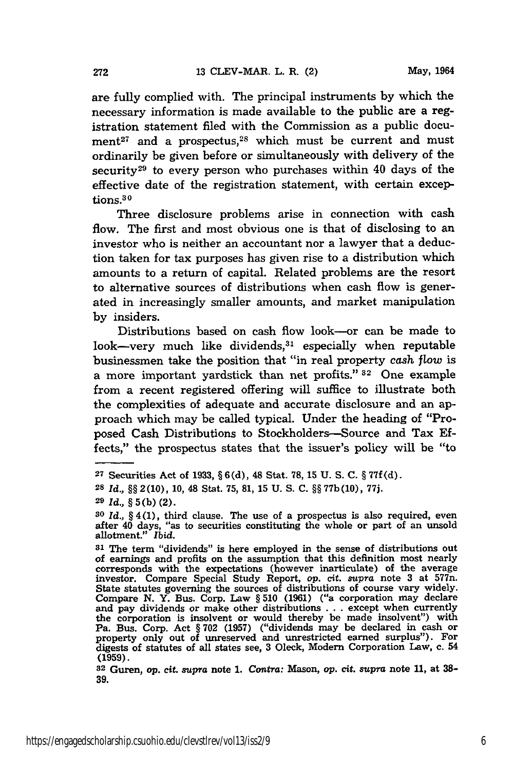are fully complied with. The principal instruments by which the necessary information is made available to the public are a registration statement filed with the Commission as a public document[27] and a prospectus,[28] which must be current and must ordinarily be given before or simultaneously with delivery of the security[29] to every person who purchases within 40 days of the effective date of the registration statement, with certain exceptions.[30]

Three disclosure problems arise in connection with cash flow. The first and most obvious one is that of disclosing to an investor who is neither an accountant nor a lawyer that a deduction taken for tax purposes has given rise to a distribution which amounts to a return of capital. Related problems are the resort to alternative sources of distributions when cash flow is generated in increasingly smaller amounts, and market manipulation by insiders.

Distributions based on cash flow look—or can be made to look—very much like dividends,[31] especially when reputable businessmen take the position that "in real property *cash flow* is a more important yardstick than net profits." [32] One example from a recent registered offering will suffice to illustrate both the complexities of adequate and accurate disclosure and an approach which may be called typical. Under the heading of "Proposed Cash Distributions to Stockholders—Source and Tax Effects," the prospectus states that the issuer's policy will be "to

---

[27] Securities Act of 1933, § 6(d), 48 Stat. 78, 15 U. S. C. § 77f(d).

[28] *Id.*, §§ 2(10), 10, 48 Stat. 75, 81, 15 U. S. C. §§ 77b(10), 77j.

[29] *Id.*, § 5(b)(2).

[30] *Id.*, § 4(1), third clause. The use of a prospectus is also required, even after 40 days, "as to securities constituting the whole or part of an unsold allotment." *Ibid.*

[31] The term "dividends" is here employed in the sense of distributions out of earnings and profits on the assumption that this definition most nearly corresponds with the expectations (however inarticulate) of the average investor. Compare Special Study Report, *op. cit. supra* note 3 at 577n. State statutes governing the sources of distributions of course vary widely. Compare N. Y. Bus. Corp. Law § 510 (1961) ("a corporation may declare and pay dividends or make other distributions . . . except when currently the corporation is insolvent or would thereby be made insolvent") with Pa. Bus. Corp. Act § 702 (1957) ("dividends may be declared in cash or property only out of unreserved and unrestricted earned surplus"). For digests of statutes of all states see, 3 Oleck, Modern Corporation Law, c. 54 (1959).

[32] Guren, *op. cit. supra* note 1. *Contra:* Mason, *op. cit. supra* note 11, at 38-39.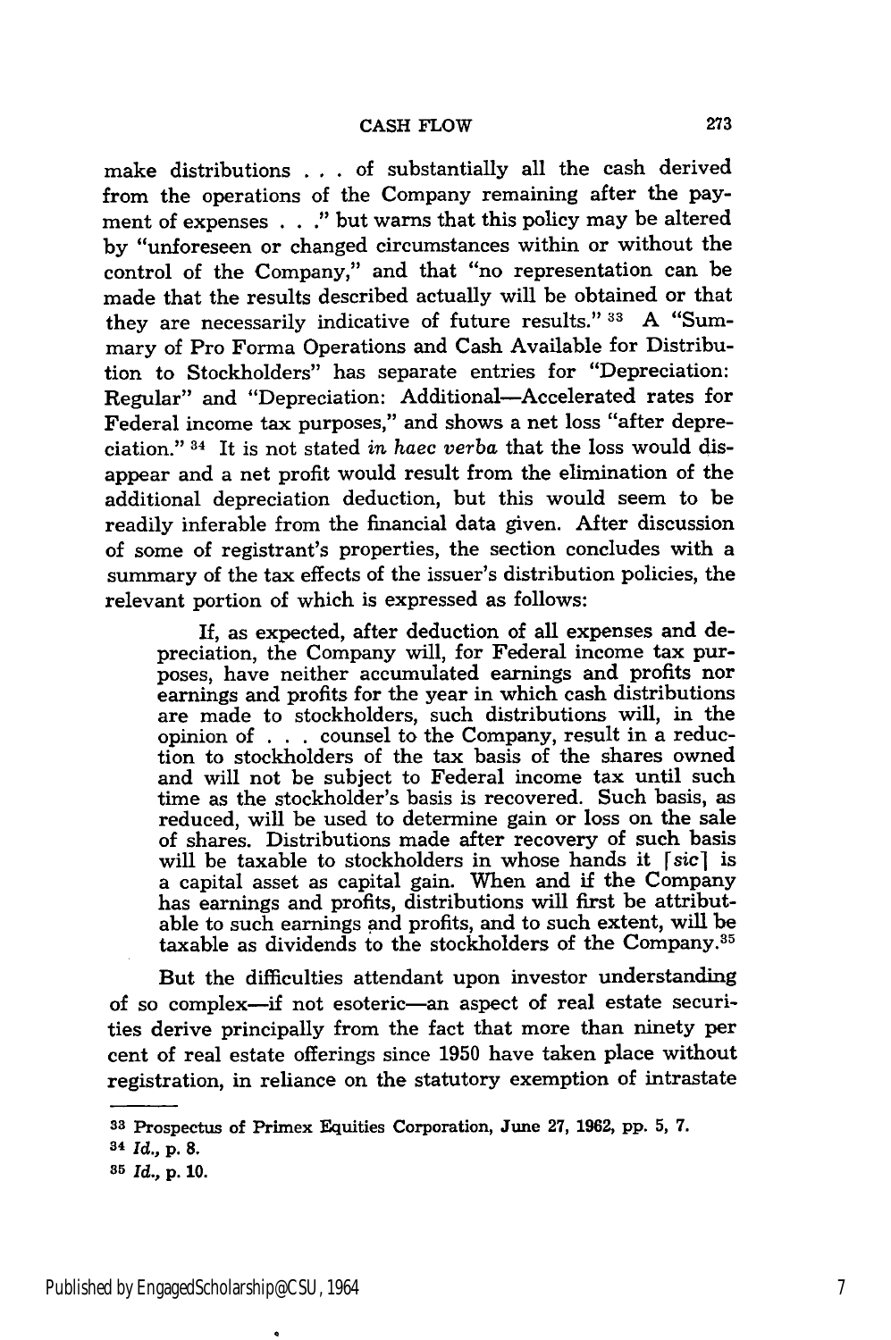make distributions . . . of substantially all the cash derived from the operations of the Company remaining after the payment of expenses . . ." but warns that this policy may be altered by "unforeseen or changed circumstances within or without the control of the Company," and that "no representation can be made that the results described actually will be obtained or that they are necessarily indicative of future results." [33] A "Summary of Pro Forma Operations and Cash Available for Distribution to Stockholders" has separate entries for "Depreciation: Regular" and "Depreciation: Additional—Accelerated rates for Federal income tax purposes," and shows a net loss "after depreciation." [34] It is not stated *in haec verba* that the loss would disappear and a net profit would result from the elimination of the additional depreciation deduction, but this would seem to be readily inferable from the financial data given. After discussion of some of registrant's properties, the section concludes with a summary of the tax effects of the issuer's distribution policies, the relevant portion of which is expressed as follows:

> If, as expected, after deduction of all expenses and depreciation, the Company will, for Federal income tax purposes, have neither accumulated earnings and profits nor earnings and profits for the year in which cash distributions are made to stockholders, such distributions will, in the opinion of . . . counsel to the Company, result in a reduction to stockholders of the tax basis of the shares owned and will not be subject to Federal income tax until such time as the stockholder's basis is recovered. Such basis, as reduced, will be used to determine gain or loss on the sale of shares. Distributions made after recovery of such basis will be taxable to stockholders in whose hands it [*sic*] is a capital asset as capital gain. When and if the Company has earnings and profits, distributions will first be attributable to such earnings and profits, and to such extent, will be taxable as dividends to the stockholders of the Company.[35]

But the difficulties attendant upon investor understanding of so complex—if not esoteric—an aspect of real estate securities derive principally from the fact that more than ninety per cent of real estate offerings since 1950 have taken place without registration, in reliance on the statutory exemption of intrastate

---

[33] Prospectus of Primex Equities Corporation, June 27, 1962, pp. 5, 7.

[34] *Id.*, p. 8.

[35] *Id.*, p. 10.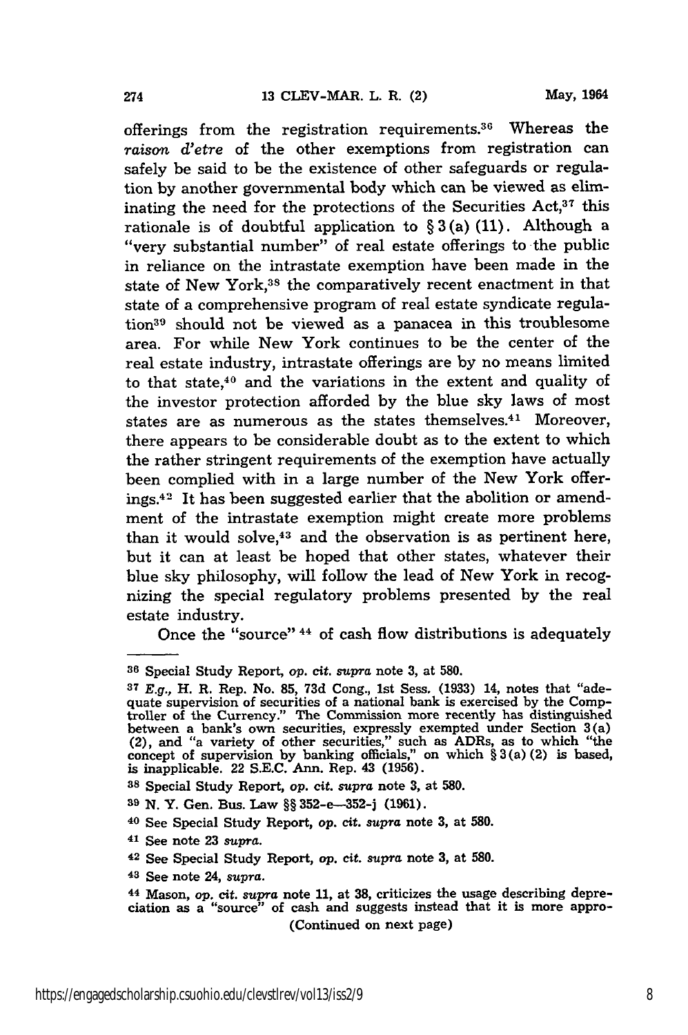offerings from the registration requirements.[36] Whereas the *raison d'etre* of the other exemptions from registration can safely be said to be the existence of other safeguards or regulation by another governmental body which can be viewed as eliminating the need for the protections of the Securities Act,[37] this rationale is of doubtful application to § 3 (a) (11). Although a "very substantial number" of real estate offerings to the public in reliance on the intrastate exemption have been made in the state of New York,[38] the comparatively recent enactment in that state of a comprehensive program of real estate syndicate regulation[39] should not be viewed as a panacea in this troublesome area. For while New York continues to be the center of the real estate industry, intrastate offerings are by no means limited to that state,[40] and the variations in the extent and quality of the investor protection afforded by the blue sky laws of most states are as numerous as the states themselves.[41] Moreover, there appears to be considerable doubt as to the extent to which the rather stringent requirements of the exemption have actually been complied with in a large number of the New York offerings.[42] It has been suggested earlier that the abolition or amendment of the intrastate exemption might create more problems than it would solve,[43] and the observation is as pertinent here, but it can at least be hoped that other states, whatever their blue sky philosophy, will follow the lead of New York in recognizing the special regulatory problems presented by the real estate industry.

Once the "source" [44] of cash flow distributions is adequately

---

[36] Special Study Report, *op. cit. supra* note 3, at 580.

[37] *E.g.*, H. R. Rep. No. 85, 73d Cong., 1st Sess. (1933) 14, notes that "adequate supervision of securities of a national bank is exercised by the Comptroller of the Currency." The Commission more recently has distinguished between a bank's own securities, expressly exempted under Section 3 (a) (2), and "a variety of other securities," such as ADRs, as to which "the concept of supervision by banking officials," on which § 3 (a) (2) is based, is inapplicable. 22 S.E.C. Ann. Rep. 43 (1956).

[38] Special Study Report, *op. cit. supra* note 3, at 580.

[39] N. Y. Gen. Bus. Law §§ 352-e—352-j (1961).

[40] See Special Study Report, *op. cit. supra* note 3, at 580.

[41] See note 23 *supra*.

[42] See Special Study Report, *op. cit. supra* note 3, at 580.

[43] See note 24, *supra*.

[44] Mason, *op. cit. supra* note 11, at 38, criticizes the usage describing depreciation as a "source" of cash and suggests instead that it is more appro-

(Continued on next page)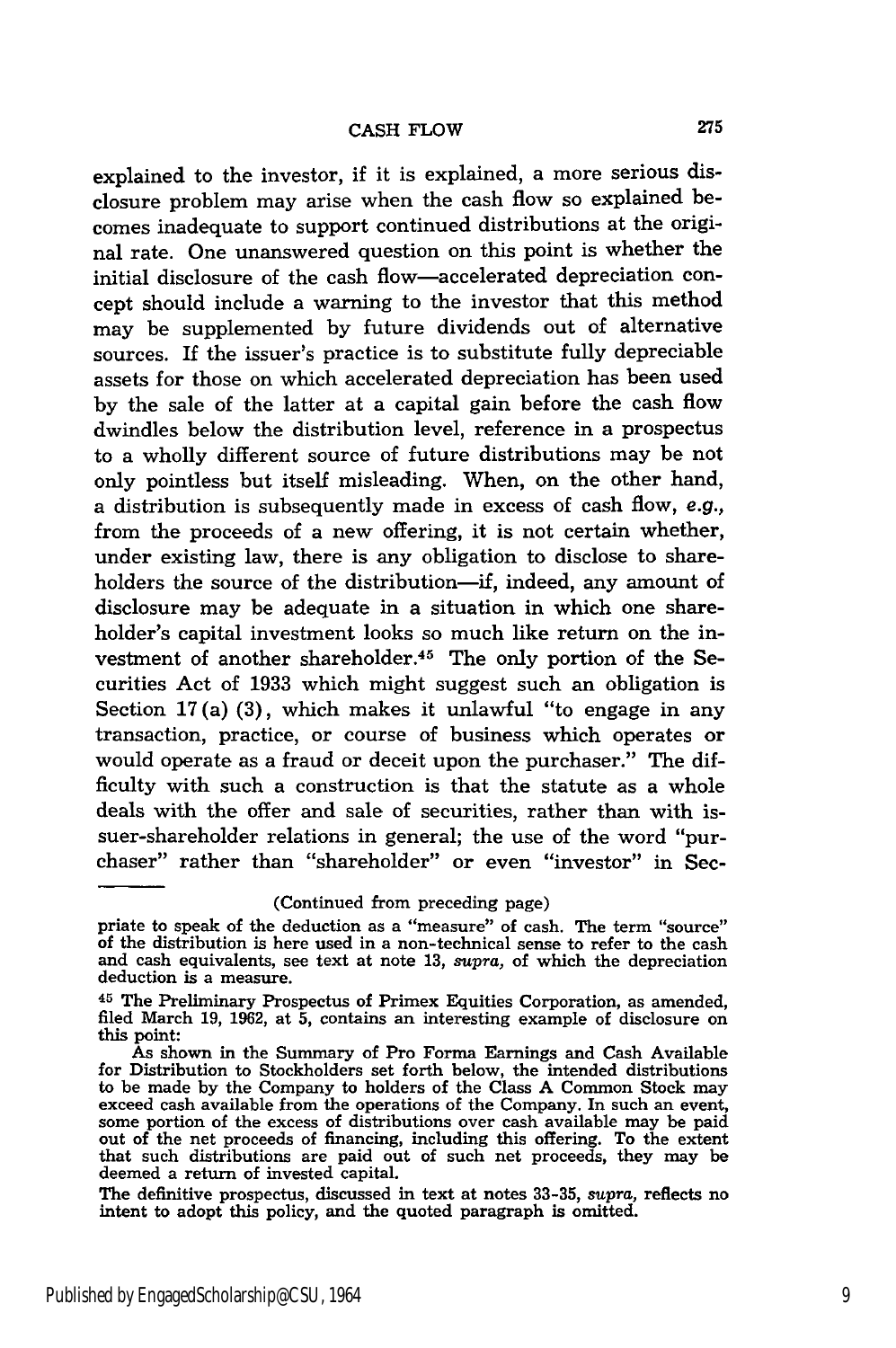explained to the investor, if it is explained, a more serious disclosure problem may arise when the cash flow so explained becomes inadequate to support continued distributions at the original rate. One unanswered question on this point is whether the initial disclosure of the cash flow—accelerated depreciation concept should include a warning to the investor that this method may be supplemented by future dividends out of alternative sources. If the issuer's practice is to substitute fully depreciable assets for those on which accelerated depreciation has been used by the sale of the latter at a capital gain before the cash flow dwindles below the distribution level, reference in a prospectus to a wholly different source of future distributions may be not only pointless but itself misleading. When, on the other hand, a distribution is subsequently made in excess of cash flow, *e.g.,* from the proceeds of a new offering, it is not certain whether, under existing law, there is any obligation to disclose to shareholders the source of the distribution—if, indeed, any amount of disclosure may be adequate in a situation in which one shareholder's capital investment looks so much like return on the investment of another shareholder.[45] The only portion of the Securities Act of 1933 which might suggest such an obligation is Section 17(a)(3), which makes it unlawful "to engage in any transaction, practice, or course of business which operates or would operate as a fraud or deceit upon the purchaser." The difficulty with such a construction is that the statute as a whole deals with the offer and sale of securities, rather than with issuer-shareholder relations in general; the use of the word "purchaser" rather than "shareholder" or even "investor" in Sec-

---

(Continued from preceding page)

priate to speak of the deduction as a "measure" of cash. The term "source" of the distribution is here used in a non-technical sense to refer to the cash and cash equivalents, see text at note 13, *supra,* of which the depreciation deduction is a measure.

[45] The Preliminary Prospectus of Primex Equities Corporation, as amended, filed March 19, 1962, at 5, contains an interesting example of disclosure on this point:

> As shown in the Summary of Pro Forma Earnings and Cash Available for Distribution to Stockholders set forth below, the intended distributions to be made by the Company to holders of the Class A Common Stock may exceed cash available from the operations of the Company. In such an event, some portion of the excess of distributions over cash available may be paid out of the net proceeds of financing, including this offering. To the extent that such distributions are paid out of such net proceeds, they may be deemed a return of invested capital.

The definitive prospectus, discussed in text at notes 33-35, *supra,* reflects no intent to adopt this policy, and the quoted paragraph is omitted.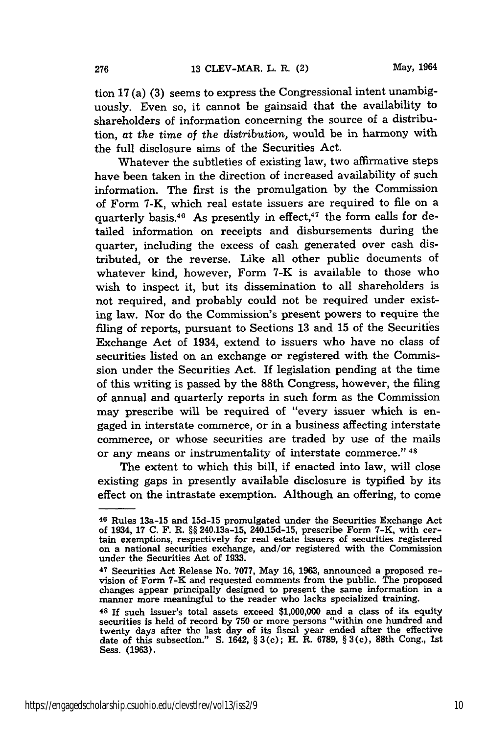tion 17 (a) (3) seems to express the Congressional intent unambiguously. Even so, it cannot be gainsaid that the availability to shareholders of information concerning the source of a distribution, *at the time of the distribution,* would be in harmony with the full disclosure aims of the Securities Act.

Whatever the subtleties of existing law, two affirmative steps have been taken in the direction of increased availability of such information. The first is the promulgation by the Commission of Form 7-K, which real estate issuers are required to file on a quarterly basis.[46] As presently in effect,[47] the form calls for detailed information on receipts and disbursements during the quarter, including the excess of cash generated over cash distributed, or the reverse. Like all other public documents of whatever kind, however, Form 7-K is available to those who wish to inspect it, but its dissemination to all shareholders is not required, and probably could not be required under existing law. Nor do the Commission's present powers to require the filing of reports, pursuant to Sections 13 and 15 of the Securities Exchange Act of 1934, extend to issuers who have no class of securities listed on an exchange or registered with the Commission under the Securities Act. If legislation pending at the time of this writing is passed by the 88th Congress, however, the filing of annual and quarterly reports in such form as the Commission may prescribe will be required of "every issuer which is engaged in interstate commerce, or in a business affecting interstate commerce, or whose securities are traded by use of the mails or any means or instrumentality of interstate commerce." [48]

The extent to which this bill, if enacted into law, will close existing gaps in presently available disclosure is typified by its effect on the intrastate exemption. Although an offering, to come

---

[46] Rules 13a-15 and 15d-15 promulgated under the Securities Exchange Act of 1934, 17 C. F. R. §§ 240.13a-15, 240.15d-15, prescribe Form 7-K, with certain exemptions, respectively for real estate issuers of securities registered on a national securities exchange, and/or registered with the Commission under the Securities Act of 1933.

[47] Securities Act Release No. 7077, May 16, 1963, announced a proposed revision of Form 7-K and requested comments from the public. The proposed changes appear principally designed to present the same information in a manner more meaningful to the reader who lacks specialized training.

[48] If such issuer's total assets exceed $1,000,000 and a class of its equity securities is held of record by 750 or more persons "within one hundred and twenty days after the last day of its fiscal year ended after the effective date of this subsection." S. 1642, § 3(c); H. R. 6789, § 3(c), 88th Cong., 1st Sess. (1963).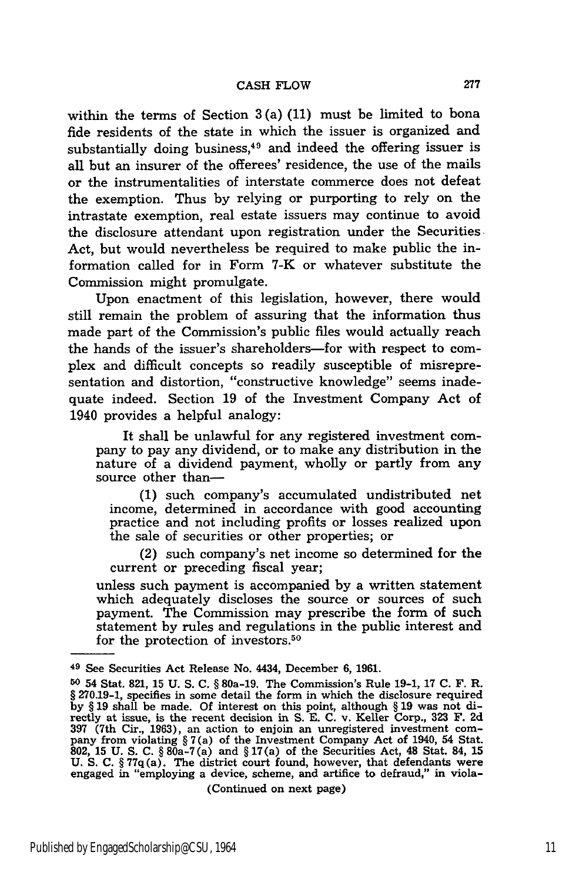within the terms of Section 3(a)(11) must be limited to bona fide residents of the state in which the issuer is organized and substantially doing business,[49] and indeed the offering issuer is all but an insurer of the offerees' residence, the use of the mails or the instrumentalities of interstate commerce does not defeat the exemption. Thus by relying or purporting to rely on the intrastate exemption, real estate issuers may continue to avoid the disclosure attendant upon registration under the Securities Act, but would nevertheless be required to make public the information called for in Form 7-K or whatever substitute the Commission might promulgate.

Upon enactment of this legislation, however, there would still remain the problem of assuring that the information thus made part of the Commission's public files would actually reach the hands of the issuer's shareholders—for with respect to complex and difficult concepts so readily susceptible of misrepresentation and distortion, "constructive knowledge" seems inadequate indeed. Section 19 of the Investment Company Act of 1940 provides a helpful analogy:

> It shall be unlawful for any registered investment company to pay any dividend, or to make any distribution in the nature of a dividend payment, wholly or partly from any source other than—
>
> (1) such company's accumulated undistributed net income, determined in accordance with good accounting practice and not including profits or losses realized upon the sale of securities or other properties; or
>
> (2) such company's net income so determined for the current or preceding fiscal year;
>
> unless such payment is accompanied by a written statement which adequately discloses the source or sources of such payment. The Commission may prescribe the form of such statement by rules and regulations in the public interest and for the protection of investors.[50]

---

[49] See Securities Act Release No. 4434, December 6, 1961.

[50] 54 Stat. 821, 15 U. S. C. § 80a-19. The Commission's Rule 19-1, 17 C. F. R. § 270.19-1, specifies in some detail the form in which the disclosure required by § 19 shall be made. Of interest on this point, although § 19 was not directly at issue, is the recent decision in S. E. C. v. Keller Corp., 323 F. 2d 397 (7th Cir., 1963), an action to enjoin an unregistered investment company from violating § 7(a) of the Investment Company Act of 1940, 54 Stat. 802, 15 U. S. C. § 80a-7(a) and § 17(a) of the Securities Act, 48 Stat. 84, 15 U. S. C. § 77q(a). The district court found, however, that defendants were engaged in "employing a device, scheme, and artifice to defraud," in viola-

(Continued on next page)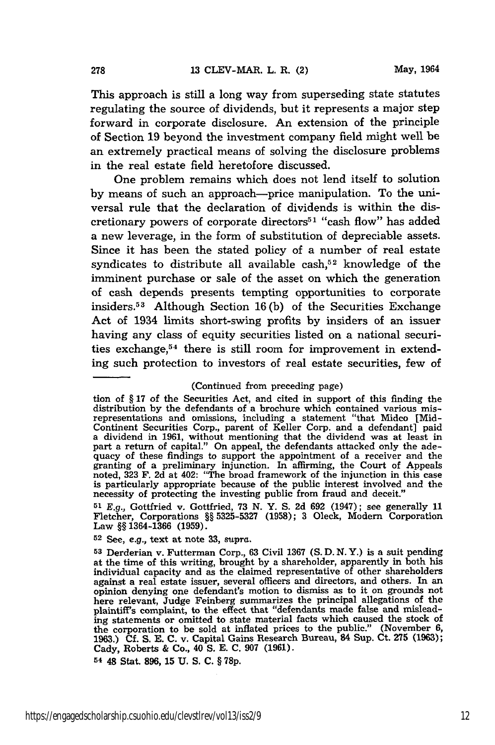This approach is still a long way from superseding state statutes regulating the source of dividends, but it represents a major step forward in corporate disclosure. An extension of the principle of Section 19 beyond the investment company field might well be an extremely practical means of solving the disclosure problems in the real estate field heretofore discussed.

One problem remains which does not lend itself to solution by means of such an approach—price manipulation. To the universal rule that the declaration of dividends is within the discretionary powers of corporate directors[51] "cash flow" has added a new leverage, in the form of substitution of depreciable assets. Since it has been the stated policy of a number of real estate syndicates to distribute all available cash,[52] knowledge of the imminent purchase or sale of the asset on which the generation of cash depends presents tempting opportunities to corporate insiders.[53] Although Section 16(b) of the Securities Exchange Act of 1934 limits short-swing profits by insiders of an issuer having any class of equity securities listed on a national securities exchange,[54] there is still room for improvement in extending such protection to investors of real estate securities, few of

---

(Continued from preceding page)

tion of § 17 of the Securities Act, and cited in support of this finding the distribution by the defendants of a brochure which contained various misrepresentations and omissions, including a statement "that Midco [Mid-Continent Securities Corp., parent of Keller Corp. and a defendant] paid a dividend in 1961, without mentioning that the dividend was at least in part a return of capital." On appeal, the defendants attacked only the adequacy of these findings to support the appointment of a receiver and the granting of a preliminary injunction. In affirming, the Court of Appeals noted, 323 F. 2d at 402: "The broad framework of the injunction in this case is particularly appropriate because of the public interest involved and the necessity of protecting the investing public from fraud and deceit."

51 *E.g.*, Gottfried v. Gottfried, 73 N. Y. S. 2d 692 (1947); see generally 11 Fletcher, Corporations §§ 5325-5327 (1958); 3 Oleck, Modern Corporation Law §§ 1364-1366 (1959).

52 See, *e.g.*, text at note 33, *supra*.

53 Derderian v. Futterman Corp., 63 Civil 1367 (S. D. N. Y.) is a suit pending at the time of this writing, brought by a shareholder, apparently in both his individual capacity and as the claimed representative of other shareholders against a real estate issuer, several officers and directors, and others. In an opinion denying one defendant's motion to dismiss as to it on grounds not here relevant, Judge Feinberg summarizes the principal allegations of the plaintiff's complaint, to the effect that "defendants made false and misleading statements or omitted to state material facts which caused the stock of the corporation to be sold at inflated prices to the public." (November 6, 1963.) Cf. S. E. C. v. Capital Gains Research Bureau, 84 Sup. Ct. 275 (1963); Cady, Roberts & Co., 40 S. E. C. 907 (1961).

54 48 Stat. 896, 15 U. S. C. § 78p.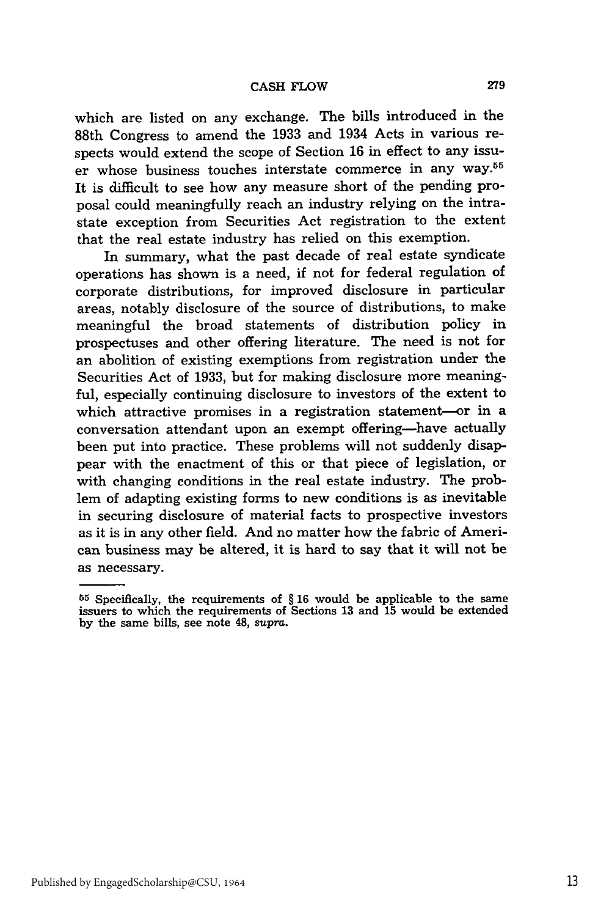which are listed on any exchange. The bills introduced in the 88th Congress to amend the 1933 and 1934 Acts in various respects would extend the scope of Section 16 in effect to any issuer whose business touches interstate commerce in any way.[55] It is difficult to see how any measure short of the pending proposal could meaningfully reach an industry relying on the intrastate exception from Securities Act registration to the extent that the real estate industry has relied on this exemption.

In summary, what the past decade of real estate syndicate operations has shown is a need, if not for federal regulation of corporate distributions, for improved disclosure in particular areas, notably disclosure of the source of distributions, to make meaningful the broad statements of distribution policy in prospectuses and other offering literature. The need is not for an abolition of existing exemptions from registration under the Securities Act of 1933, but for making disclosure more meaningful, especially continuing disclosure to investors of the extent to which attractive promises in a registration statement—or in a conversation attendant upon an exempt offering—have actually been put into practice. These problems will not suddenly disappear with the enactment of this or that piece of legislation, or with changing conditions in the real estate industry. The problem of adapting existing forms to new conditions is as inevitable in securing disclosure of material facts to prospective investors as it is in any other field. And no matter how the fabric of American business may be altered, it is hard to say that it will not be as necessary.

---

[55] Specifically, the requirements of § 16 would be applicable to the same issuers to which the requirements of Sections 13 and 15 would be extended by the same bills, see note 48, *supra*.